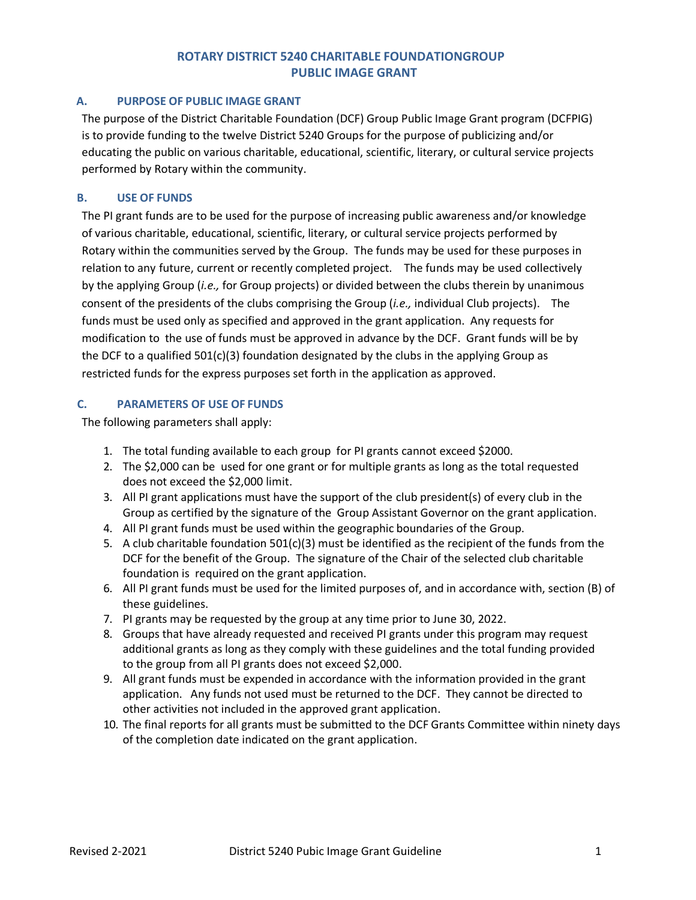# ROTARY DISTRICT 5240 CHARITABLE FOUNDATIONGROUP PUBLIC IMAGE GRANT

## A. PURPOSE OF PUBLIC IMAGE GRANT

The purpose of the District Charitable Foundation (DCF) Group Public Image Grant program (DCFPIG) is to provide funding to the twelve District 5240 Groups for the purpose of publicizing and/or educating the public on various charitable, educational, scientific, literary, or cultural service projects performed by Rotary within the community.

## B. USE OF FUNDS

The PI grant funds are to be used for the purpose of increasing public awareness and/or knowledge of various charitable, educational, scientific, literary, or cultural service projects performed by Rotary within the communities served by the Group. The funds may be used for these purposes in relation to any future, current or recently completed project. The funds may be used collectively by the applying Group (*i.e.,* for Group projects) or divided between the clubs therein by unanimous consent of the presidents of the clubs comprising the Group (*i.e.,* individual Club projects). The funds must be used only as specified and approved in the grant application. Any requests for modification to the use of funds must be approved in advance by the DCF. Grant funds will be by the DCF to a qualified 501(c)(3) foundation designated by the clubs in the applying Group as restricted funds for the express purposes set forth in the application as approved.

## C. PARAMETERS OF USE OF FUNDS

The following parameters shall apply:

1. The total funding available to each group for PI grants cannot exceed $2000.
2. The $2,000 can be used for one grant or for multiple grants as long as the total requested does not exceed the $2,000 limit.
3. All PI grant applications must have the support of the club president(s) of every club in the Group as certified by the signature of the Group Assistant Governor on the grant application.
4. All PI grant funds must be used within the geographic boundaries of the Group.
5. A club charitable foundation 501(c)(3) must be identified as the recipient of the funds from the DCF for the benefit of the Group. The signature of the Chair of the selected club charitable foundation is required on the grant application.
6. All PI grant funds must be used for the limited purposes of, and in accordance with, section (B) of these guidelines.
7. PI grants may be requested by the group at any time prior to June 30, 2022.
8. Groups that have already requested and received PI grants under this program may request additional grants as long as they comply with these guidelines and the total funding provided to the group from all PI grants does not exceed $2,000.
9. All grant funds must be expended in accordance with the information provided in the grant application. Any funds not used must be returned to the DCF. They cannot be directed to other activities not included in the approved grant application.
10. The final reports for all grants must be submitted to the DCF Grants Committee within ninety days of the completion date indicated on the grant application.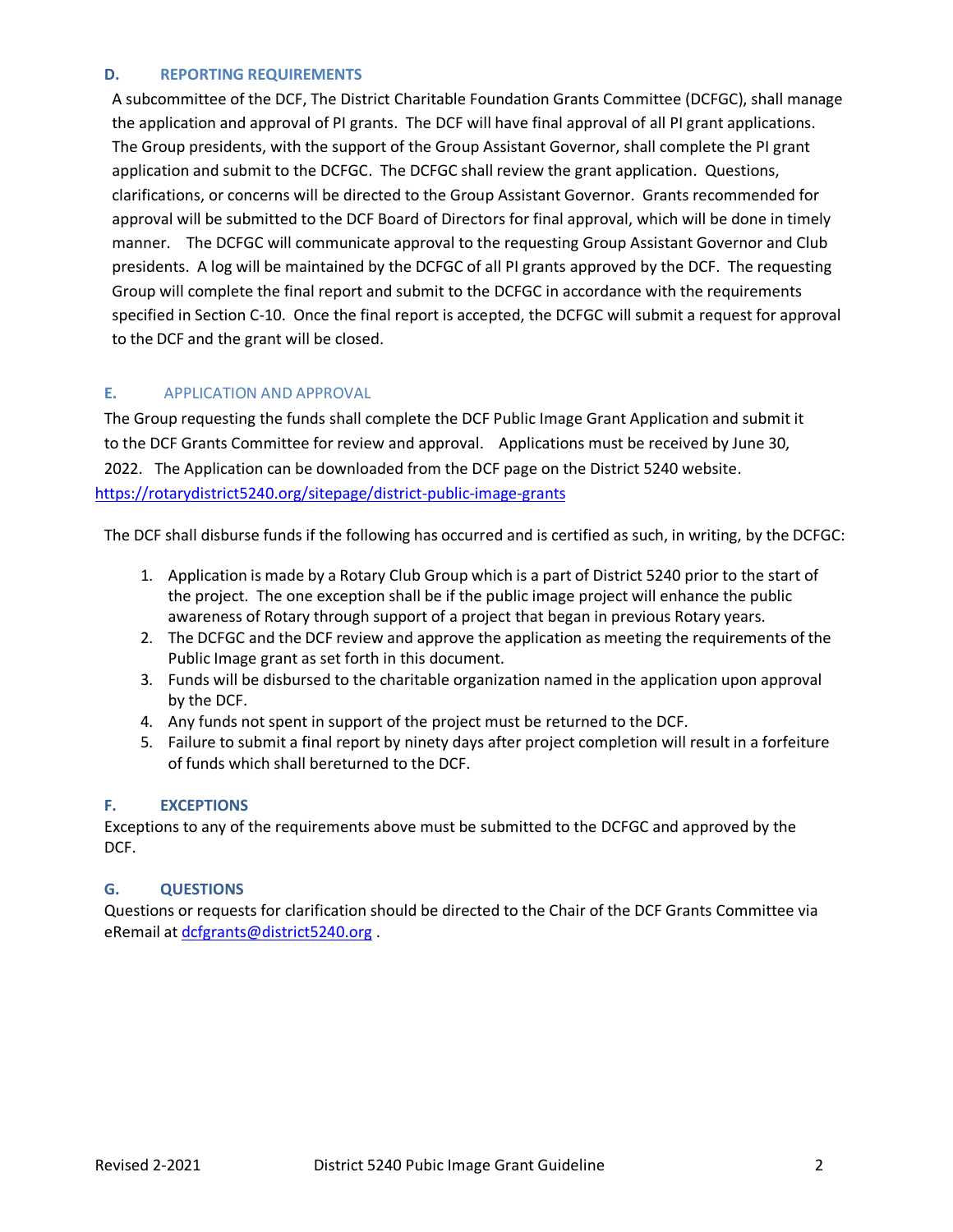### D. REPORTING REQUIREMENTS

A subcommittee of the DCF, The District Charitable Foundation Grants Committee (DCFGC), shall manage the application and approval of PI grants. The DCF will have final approval of all PI grant applications. The Group presidents, with the support of the Group Assistant Governor, shall complete the PI grant application and submit to the DCFGC. The DCFGC shall review the grant application. Questions, clarifications, or concerns will be directed to the Group Assistant Governor. Grants recommended for approval will be submitted to the DCF Board of Directors for final approval, which will be done in timely manner. The DCFGC will communicate approval to the requesting Group Assistant Governor and Club presidents. A log will be maintained by the DCFGC of all PI grants approved by the DCF. The requesting Group will complete the final report and submit to the DCFGC in accordance with the requirements specified in Section C-10. Once the final report is accepted, the DCFGC will submit a request for approval to the DCF and the grant will be closed.

### E. APPLICATION AND APPROVAL

The Group requesting the funds shall complete the DCF Public Image Grant Application and submit it to the DCF Grants Committee for review and approval. Applications must be received by June 30, 2022. The Application can be downloaded from the DCF page on the District 5240 website.
https://rotarydistrict5240.org/sitepage/district-public-image-grants

The DCF shall disburse funds if the following has occurred and is certified as such, in writing, by the DCFGC:

1. Application is made by a Rotary Club Group which is a part of District 5240 prior to the start of the project. The one exception shall be if the public image project will enhance the public awareness of Rotary through support of a project that began in previous Rotary years.
2. The DCFGC and the DCF review and approve the application as meeting the requirements of the Public Image grant as set forth in this document.
3. Funds will be disbursed to the charitable organization named in the application upon approval by the DCF.
4. Any funds not spent in support of the project must be returned to the DCF.
5. Failure to submit a final report by ninety days after project completion will result in a forfeiture of funds which shall bereturned to the DCF.

### F. EXCEPTIONS

Exceptions to any of the requirements above must be submitted to the DCFGC and approved by the DCF.

### G. QUESTIONS

Questions or requests for clarification should be directed to the Chair of the DCF Grants Committee via eRemail at dcfgrants@district5240.org .